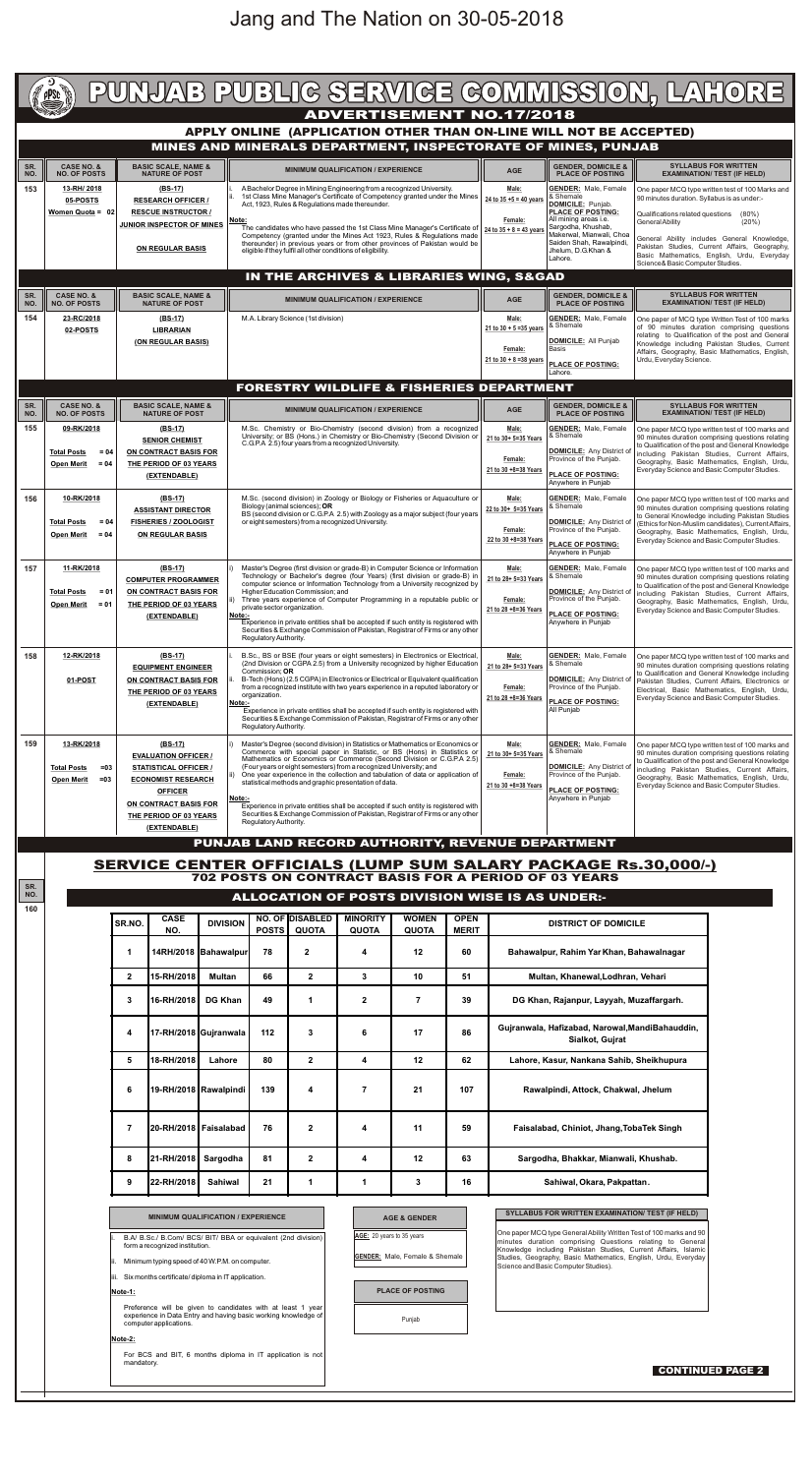Jang and The Nation on 30-05-2018

# PUNJAB PUBLIC SERVICE COMMISSION, LAHORE

## ADVERTISEMENT NO.17/2018

**APPLY ONLINE (APPLICATION OTHER THAN ON-LINE WILL NOT BE ACCEPTED)**

### MINES AND MINERALS DEPARTMENT, INSPECTORATE OF MINES, PUNJAB

| SR. NO. | CASE NO. & NO. OF POSTS | BASIC SCALE, NAME & NATURE OF POST | MINIMUM QUALIFICATION / EXPERIENCE | AGE | GENDER, DOMICILE & PLACE OF POSTING | SYLLABUS FOR WRITTEN EXAMINATION/ TEST (IF HELD) |
|---|---|---|---|---|---|---|
| 153 | 13-RH/ 2018<br>05-POSTS<br>Women Quota = 02 | (BS-17)<br>RESEARCH OFFICER / RESCUE INSTRUCTOR / JUNIOR INSPECTOR OF MINES<br>ON REGULAR BASIS | i. A Bachelor Degree in Mining Engineering from a recognized University.<br>ii. 1st Class Mine Manager's Certificate of Competency granted under the Mines Act, 1923, Rules & Regulations made thereunder.<br>Note:<br>The candidates who have passed the 1st Class Mine Manager's Certificate of Competency (granted under the Mines Act 1923, Rules & Regulations made thereunder) in previous years or from other provinces of Pakistan would be eligible if they fulfil all other conditions of eligibility. | Male:<br>24 to 35 +5 = 40 years<br>Female:<br>24 to 35 + 8 = 43 years | GENDER: Male, Female & Shemale<br>DOMICILE: Punjab.<br>PLACE OF POSTING: All mining areas i.e. Sargodha, Khushab, Makerwal, Mianwali, Choa Saiden Shah, Rawalpindi, Jhelum, D.G.Khan & Lahore. | One paper MCQ type written test of 100 Marks and 90 minutes duration. Syllabus is as under:-<br>Qualifications related questions (80%)<br>General Ability (20%)<br>General Ability includes General Knowledge, Pakistan Studies, Current Affairs, Geography, Basic Mathematics, English, Urdu, Everyday Science& Basic Computer Studies. |

### IN THE ARCHIVES & LIBRARIES WING, S&GAD

| SR. NO. | CASE NO. & NO. OF POSTS | BASIC SCALE, NAME & NATURE OF POST | MINIMUM QUALIFICATION / EXPERIENCE | AGE | GENDER, DOMICILE & PLACE OF POSTING | SYLLABUS FOR WRITTEN EXAMINATION/ TEST (IF HELD) |
|---|---|---|---|---|---|---|
| 154 | 23-RC/2018<br>02-POSTS | (BS-17)<br>LIBRARIAN<br>(ON REGULAR BASIS) | M.A. Library Science (1st division) | Male:<br>21 to 30 + 5 =35 years<br>Female:<br>21 to 30 + 8 =38 years | GENDER: Male, Female & Shemale<br>DOMICILE: All Punjab Basis<br>PLACE OF POSTING: Lahore. | One paper of MCQ type Written Test of 100 marks of 90 minutes duration comprising questions relating to Qualification of the post and General Knowledge including Pakistan Studies, Current Affairs, Geography, Basic Mathematics, English, Urdu, Everyday Science. |

### FORESTRY WILDLIFE & FISHERIES DEPARTMENT

| SR. NO. | CASE NO. & NO. OF POSTS | BASIC SCALE, NAME & NATURE OF POST | MINIMUM QUALIFICATION / EXPERIENCE | AGE | GENDER, DOMICILE & PLACE OF POSTING | SYLLABUS FOR WRITTEN EXAMINATION/ TEST (IF HELD) |
|---|---|---|---|---|---|---|
| 155 | 09-RK/2018<br>Total Posts = 04<br>Open Merit = 04 | (BS-17)<br>SENIOR CHEMIST<br>ON CONTRACT BASIS FOR THE PERIOD OF 03 YEARS (EXTENDABLE) | M.Sc. Chemistry or Bio-Chemistry (second division) from a recognized University; or BS (Hons.) in Chemistry or Bio-Chemistry (Second Division or C.G.P.A 2.5) four years from a recognized University. | Male:<br>21 to 30+ 5=35 Years<br>Female:<br>21 to 30 +8=38 Years | GENDER: Male, Female & Shemale<br>DOMICILE: Any District of Province of the Punjab.<br>PLACE OF POSTING: Anywhere in Punjab | One paper MCQ type written test of 100 marks and 90 minutes duration comprising questions relating to Qualification of the post and General Knowledge including Pakistan Studies, Current Affairs, Geography, Basic Mathematics, English, Urdu, Everyday Science and Basic Computer Studies. |
| 156 | 10-RK/2018<br>Total Posts = 04<br>Open Merit = 04 | (BS-17)<br>ASSISTANT DIRECTOR FISHERIES / ZOOLOGIST<br>ON REGULAR BASIS | M.Sc. (second division) in Zoology or Biology or Fisheries or Aquaculture or Biology (animal sciences); OR<br>BS (second division or C.G.P.A. 2.5) with Zoology as a major subject (four years or eight semesters) from a recognized University. | Male:<br>22 to 30+ 5=35 Years<br>Female:<br>22 to 30 +8=38 Years | GENDER: Male, Female & Shemale<br>DOMICILE: Any District of Province of the Punjab.<br>PLACE OF POSTING: Anywhere in Punjab | One paper MCQ type written test of 100 marks and 90 minutes duration comprising questions relating to General Knowledge including Pakistan Studies (Ethics for Non-Muslim candidates), Current Affairs, Geography, Basic Mathematics, English, Urdu, Everyday Science and Basic Computer Studies. |
| 157 | 11-RK/2018<br>Total Posts = 01<br>Open Merit = 01 | (BS-17)<br>COMPUTER PROGRAMMER<br>ON CONTRACT BASIS FOR THE PERIOD OF 03 YEARS (EXTENDABLE) | i) Master's Degree (first division or grade-B) in Computer Science or Information Technology or Bachelor's degree (four Years) (first division or grade-B) in computer science or Information Technology from a University recognized by Higher Education Commission; and<br>ii) Three years experience of Computer Programming in a reputable public or private sector organization.<br>Note:-<br>Experience in private entities shall be accepted if such entity is registered with Securities & Exchange Commission of Pakistan, Registrar of Firms or any other Regulatory Authority. | Male:<br>21 to 28+ 5=33 Years<br>Female:<br>21 to 28 +8=36 Years | GENDER: Male, Female & Shemale<br>DOMICILE: Any District of Province of the Punjab.<br>PLACE OF POSTING: Anywhere in Punjab | One paper MCQ type written test of 100 marks and 90 minutes duration comprising questions relating to Qualification of the post and General Knowledge including Pakistan Studies, Current Affairs, Geography, Basic Mathematics, English, Urdu, Everyday Science and Basic Computer Studies. |
| 158 | 12-RK/2018<br>01-POST | (BS-17)<br>EQUIPMENT ENGINEER<br>ON CONTRACT BASIS FOR THE PERIOD OF 03 YEARS (EXTENDABLE) | i. B.Sc., BS or BSE (four years or eight semesters) in Electronics or Electrical, (2nd Division or CGPA 2.5) from a University recognized by Higher Education Commission; OR<br>ii. B-Tech (Hons) (2.5 CGPA) in Electronics or Electrical or Equivalent qualification from a recognized institute with two years experience in a reputed laboratory or organization.<br>Note:-<br>Experience in private entities shall be accepted if such entity is registered with Securities & Exchange Commission of Pakistan, Registrar of Firms or any other Regulatory Authority. | Male:<br>21 to 28+ 5=33 Years<br>Female:<br>21 to 28 +8=36 Years | GENDER: Male, Female & Shemale<br>DOMICILE: Any District of Province of the Punjab.<br>PLACE OF POSTING: All Punjab | One paper MCQ type written test of 100 marks and 90 minutes duration comprising questions relating to Qualification and General Knowledge including Pakistan Studies, Current Affairs, Electronics or Electrical, Basic Mathematics, English, Urdu, Everyday Science and Basic Computer Studies. |
| 159 | 13-RK/2018<br>Total Posts =03<br>Open Merit =03 | (BS-17)<br>EVALUATION OFFICER / STATISTICAL OFFICER / ECONOMIST RESEARCH OFFICER<br>ON CONTRACT BASIS FOR THE PERIOD OF 03 YEARS (EXTENDABLE) | i) Master's Degree (second division) in Statistics or Mathematics or Economics or Commerce with special paper in Statistic, or BS (Hons) in Statistics or Mathematics or Economics or Commerce (Second Division or C.G.P.A 2.5) (Four years or eight semesters) from a recognized University; and<br>ii) One year experience in the collection and tabulation of data or application of statistical methods and graphic presentation of data.<br>Note:-<br>Experience in private entities shall be accepted if such entity is registered with Securities & Exchange Commission of Pakistan, Registrar of Firms or any other Regulatory Authority. | Male:<br>21 to 30+ 5=35 Years<br>Female:<br>21 to 30 +8=38 Years | GENDER: Male, Female & Shemale<br>DOMICILE: Any District of Province of the Punjab.<br>PLACE OF POSTING: Anywhere in Punjab | One paper MCQ type written test of 100 marks and 90 minutes duration comprising questions relating to Qualification of the post and General Knowledge including Pakistan Studies, Current Affairs, Geography, Basic Mathematics, English, Urdu, Everyday Science and Basic Computer Studies. |

### PUNJAB LAND RECORD AUTHORITY, REVENUE DEPARTMENT

**SR. NO. 160**

## SERVICE CENTER OFFICIALS (LUMP SUM SALARY PACKAGE Rs.30,000/-)

**702 POSTS ON CONTRACT BASIS FOR A PERIOD OF 03 YEARS**

### ALLOCATION OF POSTS DIVISION WISE IS AS UNDER:-

| SR.NO. | CASE NO. | DIVISION | NO. OF POSTS | DISABLED QUOTA | MINORITY QUOTA | WOMEN QUOTA | OPEN MERIT | DISTRICT OF DOMICILE |
|---|---|---|---|---|---|---|---|---|
| 1 | 14RH/2018 | Bahawalpur | 78 | 2 | 4 | 12 | 60 | Bahawalpur, Rahim Yar Khan, Bahawalnagar |
| 2 | 15-RH/2018 | Multan | 66 | 2 | 3 | 10 | 51 | Multan, Khanewal,Lodhran, Vehari |
| 3 | 16-RH/2018 | DG Khan | 49 | 1 | 2 | 7 | 39 | DG Khan, Rajanpur, Layyah, Muzaffargarh. |
| 4 | 17-RH/2018 | Gujranwala | 112 | 3 | 6 | 17 | 86 | Gujranwala, Hafizabad, Narowal,MandiBahauddin, Sialkot, Gujrat |
| 5 | 18-RH/2018 | Lahore | 80 | 2 | 4 | 12 | 62 | Lahore, Kasur, Nankana Sahib, Sheikhupura |
| 6 | 19-RH/2018 | Rawalpindi | 139 | 4 | 7 | 21 | 107 | Rawalpindi, Attock, Chakwal, Jhelum |
| 7 | 20-RH/2018 | Faisalabad | 76 | 2 | 4 | 11 | 59 | Faisalabad, Chiniot, Jhang,TobaTek Singh |
| 8 | 21-RH/2018 | Sargodha | 81 | 2 | 4 | 12 | 63 | Sargodha, Bhakkar, Mianwali, Khushab. |
| 9 | 22-RH/2018 | Sahiwal | 21 | 1 | 1 | 3 | 16 | Sahiwal, Okara, Pakpattan. |

**MINIMUM QUALIFICATION / EXPERIENCE**

i. B.A/ B.Sc./ B.Com/ BCS/ BIT/ BBA or equivalent (2nd division) form a recognized institution.

ii. Minimum typing speed of 40 W.P.M. on computer.

iii. Six months certificate/ diploma in IT application.

**Note-1:**

Preference will be given to candidates with at least 1 year experience in Data Entry and having basic working knowledge of computer applications.

**Note-2:**

For BCS and BIT, 6 months diploma in IT application is not mandatory.

**AGE & GENDER**

AGE: 20 years to 35 years

GENDER: Male, Female & Shemale

**PLACE OF POSTING**

Punjab

**SYLLABUS FOR WRITTEN EXAMINATION/ TEST (IF HELD)**

One paper MCQ type General Ability Written Test of 100 marks and 90 minutes duration comprising Questions relating to General Knowledge including Pakistan Studies, Current Affairs, Islamic Studies, Geography, Basic Mathematics, English, Urdu, Everyday Science and Basic Computer Studies).

**CONTINUED PAGE 2**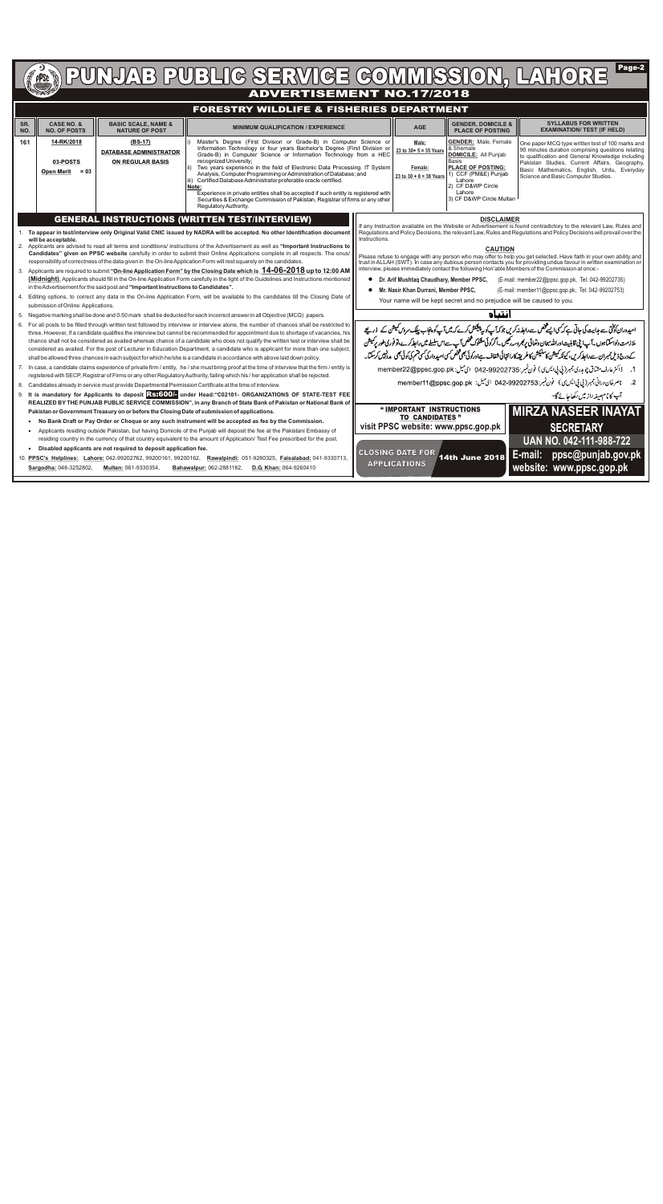# PUNJAB PUBLIC SERVICE COMMISSION, LAHORE

## ADVERTISEMENT NO.17/2018

### FORESTRY WILDLIFE & FISHERIES DEPARTMENT

| SR. NO. | CASE NO. & NO. OF POSTS | BASIC SCALE, NAME & NATURE OF POST | MINIMUM QUALIFICATION / EXPERIENCE | AGE | GENDER, DOMICILE & PLACE OF POSTING | SYLLABUS FOR WRITTEN EXAMINATION/ TEST (IF HELD) |
|---|---|---|---|---|---|---|
| 161 | 14-RK/2018<br>03-POSTS<br>Open Merit = 03 | (BS-17)<br>DATABASE ADMINISTRATOR<br>ON REGULAR BASIS | i) Master's Degree (First Division or Grade-B) in Computer Science or Information Technology or four years Bachelor's Degree (First Division or Grade-B) in Computer Science or Information Technology from a HEC recognized University;<br>ii) Two years experience in the field of Electronic Data Processing. IT System Analysis, Computer Programming or Administration of Database; and<br>iii) Certified Database Administrator preferable oracle certified.<br>Note:<br>Experience in private entities shall be accepted if such entity is registered with Securities & Exchange Commission of Pakistan, Registrar of firms or any other Regulatory Authority. | Male:<br>23 to 30+ 5 = 35 Years<br>Female:<br>23 to 30 + 8 = 38 Years | GENDER: Male, Female & Shemale<br>DOMICILE: All Punjab Basis<br>PLACE OF POSTING:<br>1) CCF (PM&E) Punjab Lahore<br>2) CF D&WP Circle Lahore<br>3) CF D&WP Circle Multan | One paper MCQ type written test of 100 marks and 90 minutes duration comprising questions relating to qualification and General Knowledge including Pakistan Studies, Current Affairs, Geography, Basic Mathematics, English, Urdu, Everyday Science and Basic Computer Studies. |

## GENERAL INSTRUCTIONS (WRITTEN TEST/INTERVIEW)

1. **To appear in test/interview only Original Valid CNIC issued by NADRA will be accepted. No other Identification document will be acceptable.**
2. Applicants are advised to read all terms and conditions/ instructions of the Advertisement as well as **"Important Instructions to Candidates" given on PPSC website** carefully in order to submit their Online Applications complete in all respects. The onus/ responsibility of correctness of the data given in the On-line Application Form will rest squarely on the candidates.
3. Applicants are required to submit **"On-line Application Form" by the Closing Date which is 14-06-2018 up to 12:00 AM (Midnight).** Applicants should fill in the On-line Application Form carefully in the light of the Guidelines and Instructions mentioned in the Advertisement for the said post and **"Important Instructions to Candidates".**
4. Editing options, to correct any data in the On-line Application Form, will be available to the candidates till the Closing Date of submission of Online Applications.
5. Negative marking shall be done and 0.50 mark shall be deducted for each incorrect answer in all Objective (MCQ) papers.
6. For all posts to be filled through written test followed by interview or interview alone, the number of chances shall be restricted to three. However, if a candidate qualifies the interview but cannot be recommended for appointment due to shortage of vacancies, his chance shall not be considered as availed whereas chance of a candidate who does not qualify the written test or interview shall be considered as availed. For the post of Lecturer in Education Department, a candidate who is applicant for more than one subject, shall be allowed three chances in each subject for which he/she is a candidate in accordance with above laid down policy.
7. In case, a candidate claims experience of private firm / entity, he / she must bring proof at the time of interview that the firm / entity is registered with SECP, Registrar of Firms or any other Regulatory Authority, failing which his / her application shall be rejected.
8. Candidates already in service must provide Departmental Permission Certificate at the time of interview.
9. **It is mandatory for Applicants to deposit Rs.600/- under Head:"C02101- ORGANIZATIONS OF STATE-TEST FEE REALIZED BY THE PUNJAB PUBLIC SERVICE COMMISSION", in any Branch of State Bank of Pakistan or National Bank of Pakistan or Government Treasury on or before the Closing Date of submission of applications.**
   - **No Bank Draft or Pay Order or Cheque or any such instrument will be accepted as fee by the Commission.**
   - Applicants residing outside Pakistan, but having Domicile of the Punjab will deposit the fee at the Pakistani Embassy of residing country in the currency of that country equivalent to the amount of Application/ Test Fee prescribed for the post.
   - **Disabled applicants are not required to deposit application fee.**
10. **PPSC's Helplines: Lahore:** 042-99202762, 99200161, 99200162, **Rawalpindi:** 051-9280325, **Faisalabad:** 041-9330713, **Sargodha:** 048-3252802, **Multan:** 061-9330354, **Bahawalpur:** 062-2881182, **D.G. Khan:** 064-9260410

### DISCLAIMER

If any Instruction available on the Website or Advertisement is found contradictory to the relevant Law, Rules and Regulations and Policy Decisions, the relevant Law, Rules and Regulations and Policy Decisions will prevail over the Instructions.

### CAUTION

Please refuse to engage with any person who may offer to help you get selected. Have faith in your own ability and trust in ALLAH (SWT). In case any dubious person contacts you for providing undue favour in written examination or interview, please immediately contact the following Hon'able Members of the Commission at once:-

- **Dr. Arif Mushtaq Chaudhary, Member PPSC,** (E-mail: member22@ppsc.gop.pk, Tel: 042-99202735)
- **Mr. Nasir Khan Durrani, Member PPSC,** (E-mail: member11@ppsc.gop.pk, Tel: 042-99202753)

Your name will be kept secret and no prejudice will be caused to you.

### انتباہ

امیدواران کو تاکید کی جاتی ہے کہ کسی ایسے شخص سے رابطہ نہ کریں جو کہ آپ کو یہ پیشکش کرے کہ میں آپ کو پنجاب پبلک سروس کمیشن کے ذریعے ملازمت دلوا سکتا ہوں۔ آپ اپنی قابلیت اور اللہ سبحان وتعالیٰ پر بھروسہ رکھیں۔ اگر کوئی مشکوک شخص آپ سے اس سلسلے میں رابطہ کرے تو فوری طور پر کمیشن کے درج ذیل ممبران سے رابطہ کریں، کیونکہ کمیشن کا سلیکشن کا طریقہ کار انتہائی شفاف ہے اور کوئی بھی شخص کسی امیدوار کی کسی قسم کی کوئی بھی مدد نہیں کرسکتا۔

1. ڈاکٹر عارف مشتاق چوہدری، ممبر (پی پی ایس سی) فون نمبر: 042-99202735 ای میل: member22@ppsc.gop.pk
2. ناصر خان درانی، ممبر (پی پی ایس سی) فون نمبر: 042-99202753 ای میل: member11@ppsc.gop.pk

آپ کا نام صیغہ راز میں رکھا جائے گا۔

**" IMPORTANT INSTRUCTIONS TO CANDIDATES "**
**visit PPSC website: www.ppsc.gop.pk**

**CLOSING DATE FOR APPLICATIONS: 14th June 2018**

**MIRZA NASEER INAYAT**
**SECRETARY**
**UAN NO. 042-111-988-722**
**E-mail: ppsc@punjab.gov.pk**
**website: www.ppsc.gop.pk**